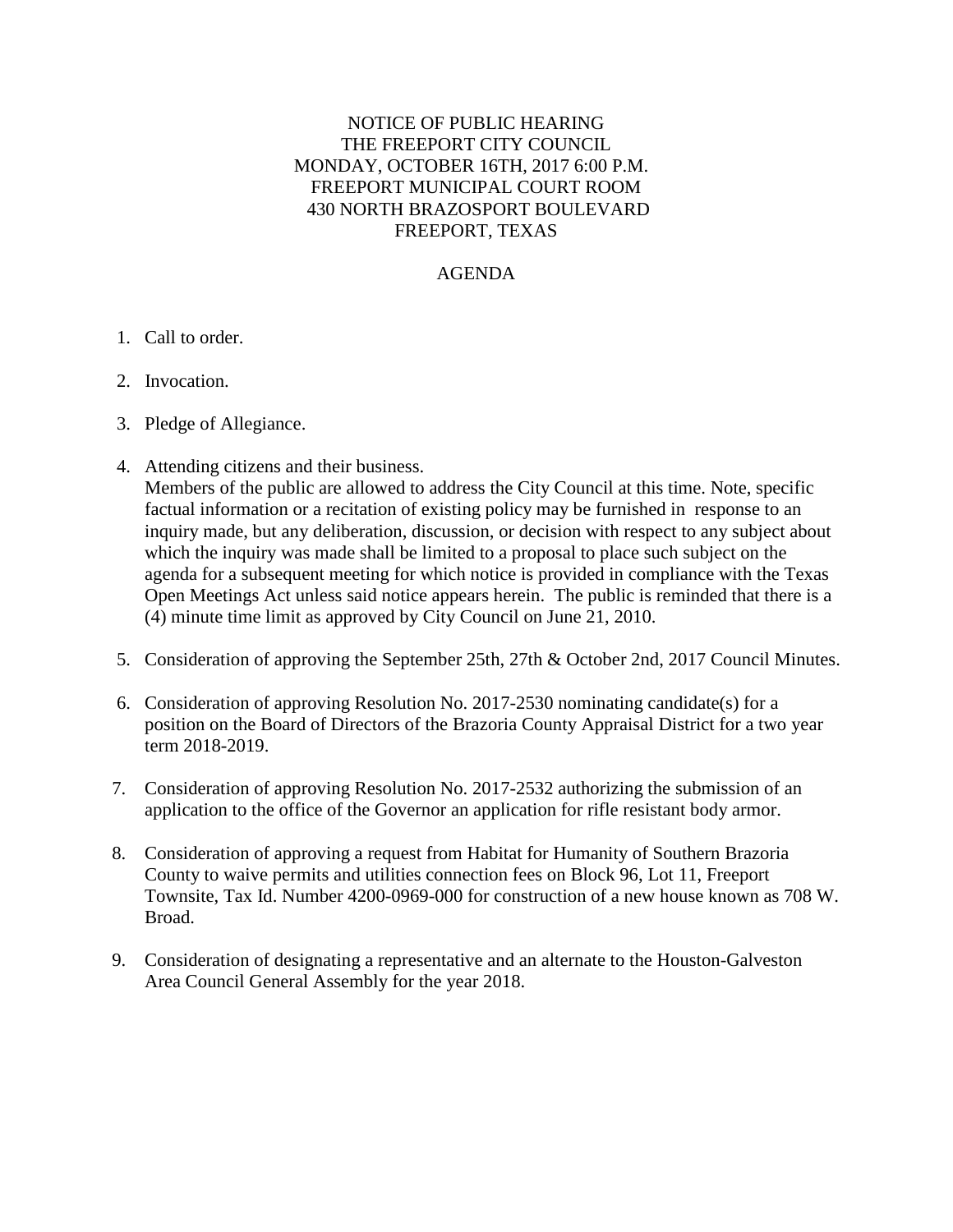NOTICE OF PUBLIC HEARING
THE FREEPORT CITY COUNCIL
MONDAY, OCTOBER 16TH, 2017 6:00 P.M.
FREEPORT MUNICIPAL COURT ROOM
430 NORTH BRAZOSPORT BOULEVARD
FREEPORT, TEXAS

AGENDA

1. Call to order.

2. Invocation.

3. Pledge of Allegiance.

4. Attending citizens and their business.
   Members of the public are allowed to address the City Council at this time. Note, specific factual information or a recitation of existing policy may be furnished in response to an inquiry made, but any deliberation, discussion, or decision with respect to any subject about which the inquiry was made shall be limited to a proposal to place such subject on the agenda for a subsequent meeting for which notice is provided in compliance with the Texas Open Meetings Act unless said notice appears herein. The public is reminded that there is a (4) minute time limit as approved by City Council on June 21, 2010.

5. Consideration of approving the September 25th, 27th & October 2nd, 2017 Council Minutes.

6. Consideration of approving Resolution No. 2017-2530 nominating candidate(s) for a position on the Board of Directors of the Brazoria County Appraisal District for a two year term 2018-2019.

7. Consideration of approving Resolution No. 2017-2532 authorizing the submission of an application to the office of the Governor an application for rifle resistant body armor.

8. Consideration of approving a request from Habitat for Humanity of Southern Brazoria County to waive permits and utilities connection fees on Block 96, Lot 11, Freeport Townsite, Tax Id. Number 4200-0969-000 for construction of a new house known as 708 W. Broad.

9. Consideration of designating a representative and an alternate to the Houston-Galveston Area Council General Assembly for the year 2018.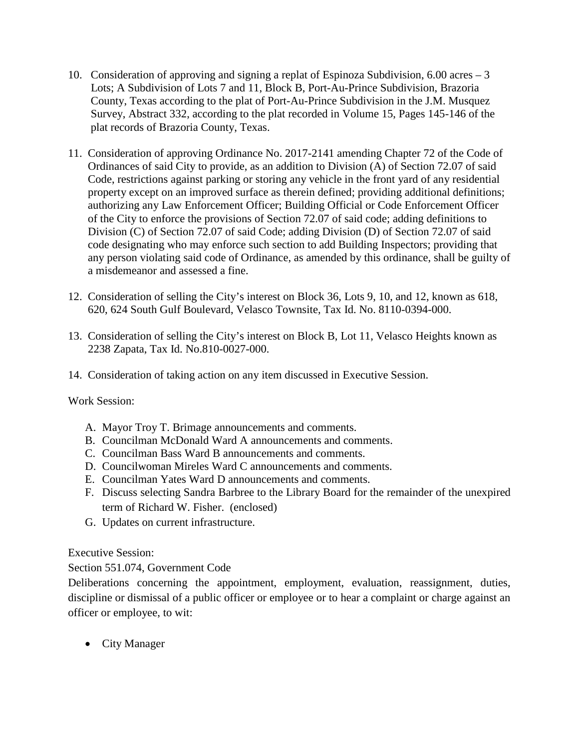10. Consideration of approving and signing a replat of Espinoza Subdivision, 6.00 acres – 3 Lots; A Subdivision of Lots 7 and 11, Block B, Port-Au-Prince Subdivision, Brazoria County, Texas according to the plat of Port-Au-Prince Subdivision in the J.M. Musquez Survey, Abstract 332, according to the plat recorded in Volume 15, Pages 145-146 of the plat records of Brazoria County, Texas.

11. Consideration of approving Ordinance No. 2017-2141 amending Chapter 72 of the Code of Ordinances of said City to provide, as an addition to Division (A) of Section 72.07 of said Code, restrictions against parking or storing any vehicle in the front yard of any residential property except on an improved surface as therein defined; providing additional definitions; authorizing any Law Enforcement Officer; Building Official or Code Enforcement Officer of the City to enforce the provisions of Section 72.07 of said code; adding definitions to Division (C) of Section 72.07 of said Code; adding Division (D) of Section 72.07 of said code designating who may enforce such section to add Building Inspectors; providing that any person violating said code of Ordinance, as amended by this ordinance, shall be guilty of a misdemeanor and assessed a fine.

12. Consideration of selling the City's interest on Block 36, Lots 9, 10, and 12, known as 618, 620, 624 South Gulf Boulevard, Velasco Townsite, Tax Id. No. 8110-0394-000.

13. Consideration of selling the City's interest on Block B, Lot 11, Velasco Heights known as 2238 Zapata, Tax Id. No.810-0027-000.

14. Consideration of taking action on any item discussed in Executive Session.

Work Session:

A. Mayor Troy T. Brimage announcements and comments.
B. Councilman McDonald Ward A announcements and comments.
C. Councilman Bass Ward B announcements and comments.
D. Councilwoman Mireles Ward C announcements and comments.
E. Councilman Yates Ward D announcements and comments.
F. Discuss selecting Sandra Barbree to the Library Board for the remainder of the unexpired term of Richard W. Fisher. (enclosed)
G. Updates on current infrastructure.

Executive Session:

Section 551.074, Government Code

Deliberations concerning the appointment, employment, evaluation, reassignment, duties, discipline or dismissal of a public officer or employee or to hear a complaint or charge against an officer or employee, to wit:

- City Manager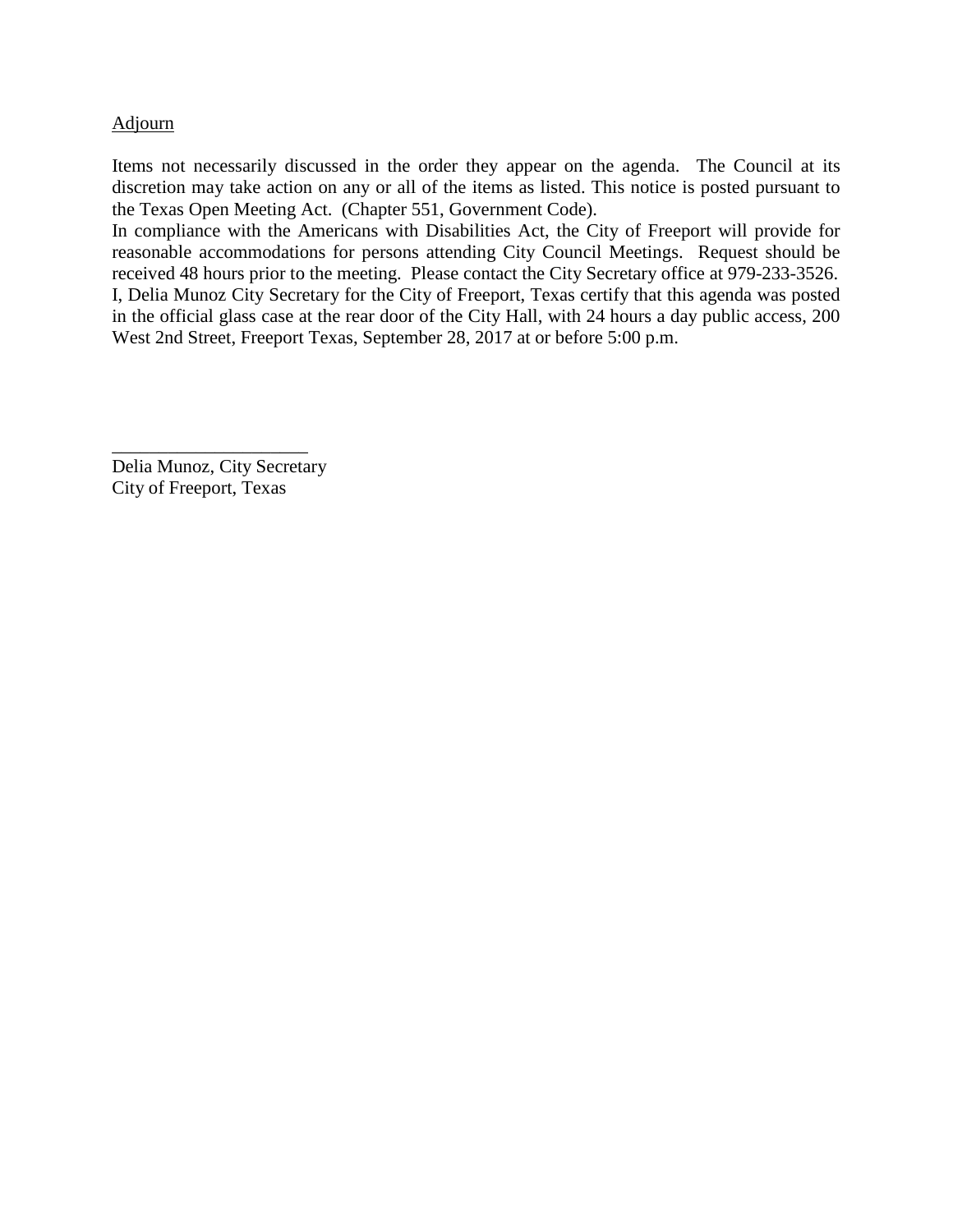<u>Adjourn</u>

Items not necessarily discussed in the order they appear on the agenda. The Council at its discretion may take action on any or all of the items as listed. This notice is posted pursuant to the Texas Open Meeting Act. (Chapter 551, Government Code).
In compliance with the Americans with Disabilities Act, the City of Freeport will provide for reasonable accommodations for persons attending City Council Meetings. Request should be received 48 hours prior to the meeting. Please contact the City Secretary office at 979-233-3526.
I, Delia Munoz City Secretary for the City of Freeport, Texas certify that this agenda was posted in the official glass case at the rear door of the City Hall, with 24 hours a day public access, 200 West 2nd Street, Freeport Texas, September 28, 2017 at or before 5:00 p.m.

______________________
Delia Munoz, City Secretary
City of Freeport, Texas